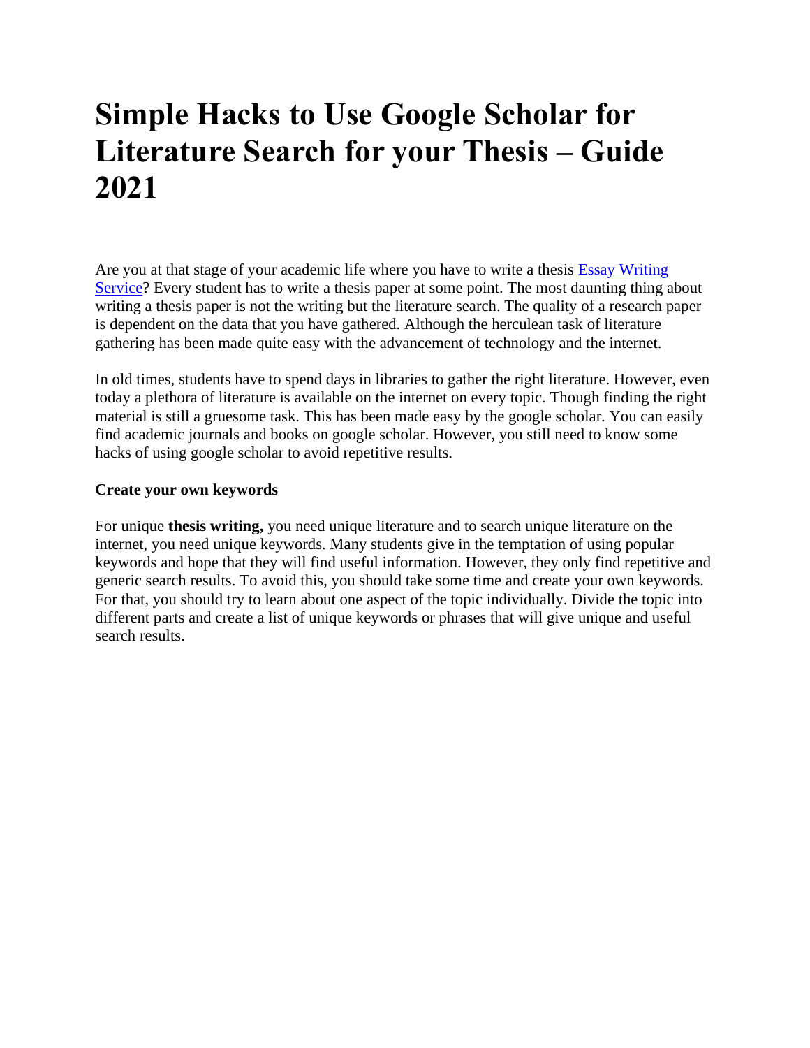# Simple Hacks to Use Google Scholar for Literature Search for your Thesis – Guide 2021

Are you at that stage of your academic life where you have to write a thesis [Essay Writing Service]? Every student has to write a thesis paper at some point. The most daunting thing about writing a thesis paper is not the writing but the literature search. The quality of a research paper is dependent on the data that you have gathered. Although the herculean task of literature gathering has been made quite easy with the advancement of technology and the internet.

In old times, students have to spend days in libraries to gather the right literature. However, even today a plethora of literature is available on the internet on every topic. Though finding the right material is still a gruesome task. This has been made easy by the google scholar. You can easily find academic journals and books on google scholar. However, you still need to know some hacks of using google scholar to avoid repetitive results.

**Create your own keywords**

For unique **thesis writing,** you need unique literature and to search unique literature on the internet, you need unique keywords. Many students give in the temptation of using popular keywords and hope that they will find useful information. However, they only find repetitive and generic search results. To avoid this, you should take some time and create your own keywords. For that, you should try to learn about one aspect of the topic individually. Divide the topic into different parts and create a list of unique keywords or phrases that will give unique and useful search results.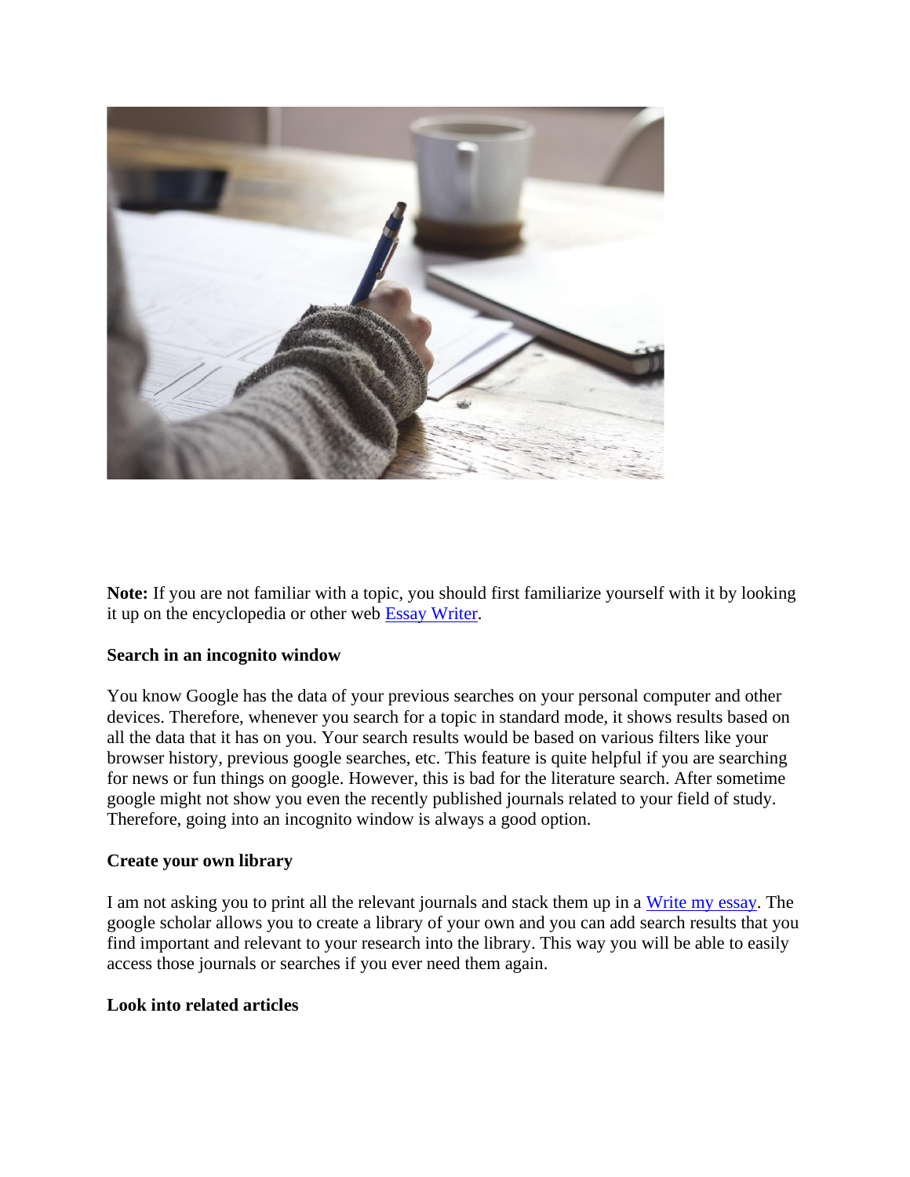**Note:** If you are not familiar with a topic, you should first familiarize yourself with it by looking it up on the encyclopedia or other web [Essay Writer](#).

**Search in an incognito window**

You know Google has the data of your previous searches on your personal computer and other devices. Therefore, whenever you search for a topic in standard mode, it shows results based on all the data that it has on you. Your search results would be based on various filters like your browser history, previous google searches, etc. This feature is quite helpful if you are searching for news or fun things on google. However, this is bad for the literature search. After sometime google might not show you even the recently published journals related to your field of study. Therefore, going into an incognito window is always a good option.

**Create your own library**

I am not asking you to print all the relevant journals and stack them up in a [Write my essay](#). The google scholar allows you to create a library of your own and you can add search results that you find important and relevant to your research into the library. This way you will be able to easily access those journals or searches if you ever need them again.

**Look into related articles**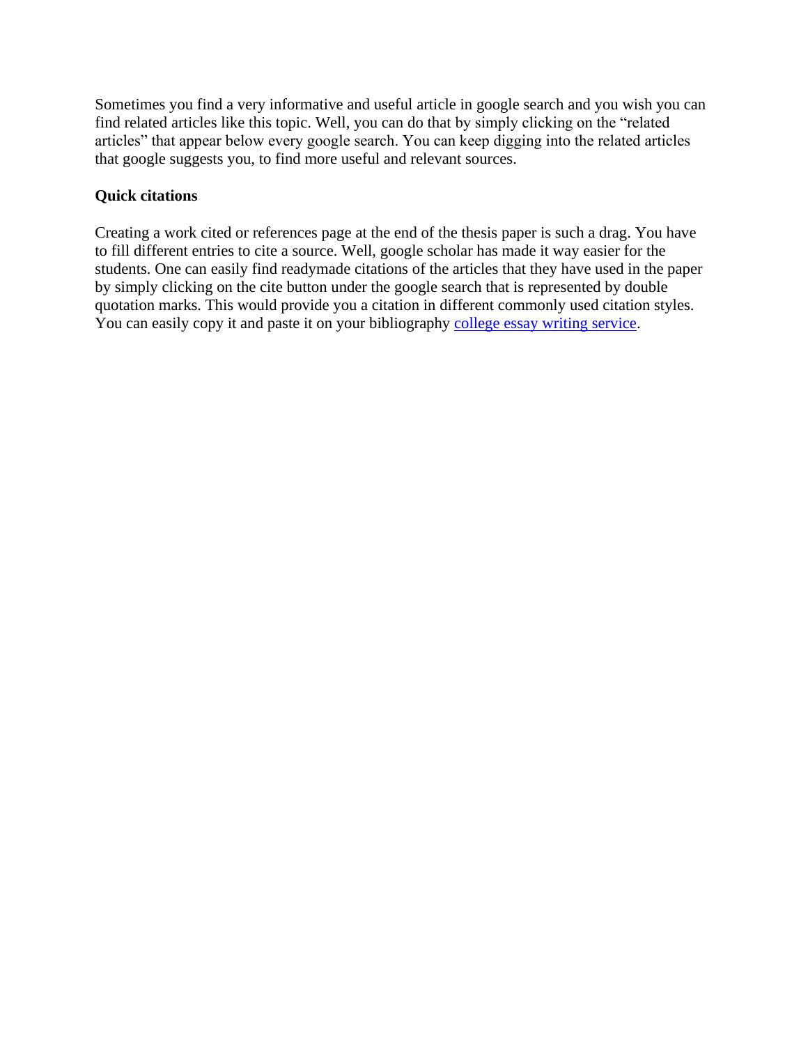Sometimes you find a very informative and useful article in google search and you wish you can find related articles like this topic. Well, you can do that by simply clicking on the “related articles” that appear below every google search. You can keep digging into the related articles that google suggests you, to find more useful and relevant sources.

**Quick citations**

Creating a work cited or references page at the end of the thesis paper is such a drag. You have to fill different entries to cite a source. Well, google scholar has made it way easier for the students. One can easily find readymade citations of the articles that they have used in the paper by simply clicking on the cite button under the google search that is represented by double quotation marks. This would provide you a citation in different commonly used citation styles. You can easily copy it and paste it on your bibliography college essay writing service.